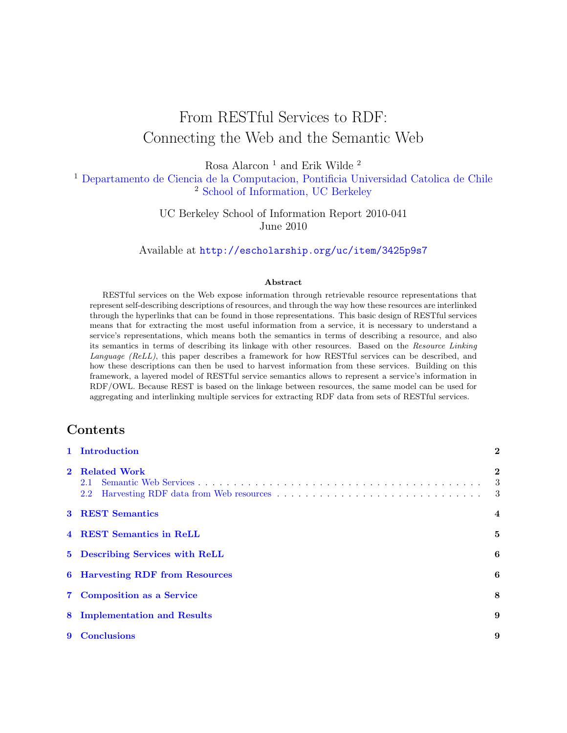# From RESTful Services to RDF: Connecting the Web and the Semantic Web

Rosa Alarcon [1] and Erik Wilde [2]

[1] Departamento de Ciencia de la Computacion, Pontificia Universidad Catolica de Chile
[2] School of Information, UC Berkeley

UC Berkeley School of Information Report 2010-041
June 2010

Available at http://escholarship.org/uc/item/3425p9s7

**Abstract**

RESTful services on the Web expose information through retrievable resource representations that represent self-describing descriptions of resources, and through the way how these resources are interlinked through the hyperlinks that can be found in those representations. This basic design of RESTful services means that for extracting the most useful information from a service, it is necessary to understand a service's representations, which means both the semantics in terms of describing a resource, and also its semantics in terms of describing its linkage with other resources. Based on the *Resource Linking Language (ReLL)*, this paper describes a framework for how RESTful services can be described, and how these descriptions can then be used to harvest information from these services. Building on this framework, a layered model of RESTful service semantics allows to represent a service's information in RDF/OWL. Because REST is based on the linkage between resources, the same model can be used for aggregating and interlinking multiple services for extracting RDF data from sets of RESTful services.

## Contents

- **1 Introduction** 2
- **2 Related Work** 2
  - 2.1 Semantic Web Services 3
  - 2.2 Harvesting RDF data from Web resources 3
- **3 REST Semantics** 4
- **4 REST Semantics in ReLL** 5
- **5 Describing Services with ReLL** 6
- **6 Harvesting RDF from Resources** 6
- **7 Composition as a Service** 8
- **8 Implementation and Results** 9
- **9 Conclusions** 9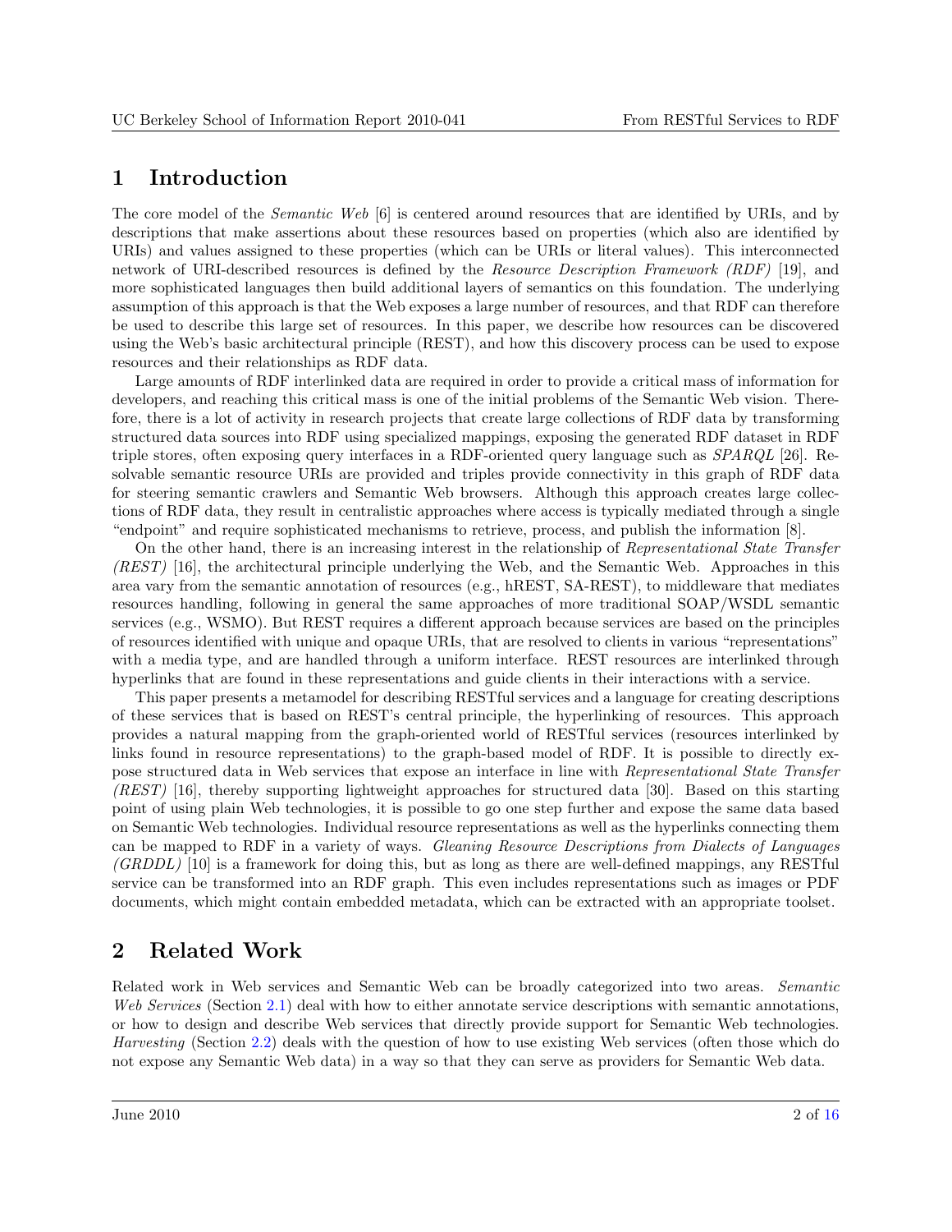# 1 Introduction

The core model of the *Semantic Web* [6] is centered around resources that are identified by URIs, and by descriptions that make assertions about these resources based on properties (which also are identified by URIs) and values assigned to these properties (which can be URIs or literal values). This interconnected network of URI-described resources is defined by the *Resource Description Framework (RDF)* [19], and more sophisticated languages then build additional layers of semantics on this foundation. The underlying assumption of this approach is that the Web exposes a large number of resources, and that RDF can therefore be used to describe this large set of resources. In this paper, we describe how resources can be discovered using the Web's basic architectural principle (REST), and how this discovery process can be used to expose resources and their relationships as RDF data.

Large amounts of RDF interlinked data are required in order to provide a critical mass of information for developers, and reaching this critical mass is one of the initial problems of the Semantic Web vision. Therefore, there is a lot of activity in research projects that create large collections of RDF data by transforming structured data sources into RDF using specialized mappings, exposing the generated RDF dataset in RDF triple stores, often exposing query interfaces in a RDF-oriented query language such as *SPARQL* [26]. Resolvable semantic resource URIs are provided and triples provide connectivity in this graph of RDF data for steering semantic crawlers and Semantic Web browsers. Although this approach creates large collections of RDF data, they result in centralistic approaches where access is typically mediated through a single "endpoint" and require sophisticated mechanisms to retrieve, process, and publish the information [8].

On the other hand, there is an increasing interest in the relationship of *Representational State Transfer (REST)* [16], the architectural principle underlying the Web, and the Semantic Web. Approaches in this area vary from the semantic annotation of resources (e.g., hREST, SA-REST), to middleware that mediates resources handling, following in general the same approaches of more traditional SOAP/WSDL semantic services (e.g., WSMO). But REST requires a different approach because services are based on the principles of resources identified with unique and opaque URIs, that are resolved to clients in various "representations" with a media type, and are handled through a uniform interface. REST resources are interlinked through hyperlinks that are found in these representations and guide clients in their interactions with a service.

This paper presents a metamodel for describing RESTful services and a language for creating descriptions of these services that is based on REST's central principle, the hyperlinking of resources. This approach provides a natural mapping from the graph-oriented world of RESTful services (resources interlinked by links found in resource representations) to the graph-based model of RDF. It is possible to directly expose structured data in Web services that expose an interface in line with *Representational State Transfer (REST)* [16], thereby supporting lightweight approaches for structured data [30]. Based on this starting point of using plain Web technologies, it is possible to go one step further and expose the same data based on Semantic Web technologies. Individual resource representations as well as the hyperlinks connecting them can be mapped to RDF in a variety of ways. *Gleaning Resource Descriptions from Dialects of Languages (GRDDL)* [10] is a framework for doing this, but as long as there are well-defined mappings, any RESTful service can be transformed into an RDF graph. This even includes representations such as images or PDF documents, which might contain embedded metadata, which can be extracted with an appropriate toolset.

# 2 Related Work

Related work in Web services and Semantic Web can be broadly categorized into two areas. *Semantic Web Services* (Section 2.1) deal with how to either annotate service descriptions with semantic annotations, or how to design and describe Web services that directly provide support for Semantic Web technologies. *Harvesting* (Section 2.2) deals with the question of how to use existing Web services (often those which do not expose any Semantic Web data) in a way so that they can serve as providers for Semantic Web data.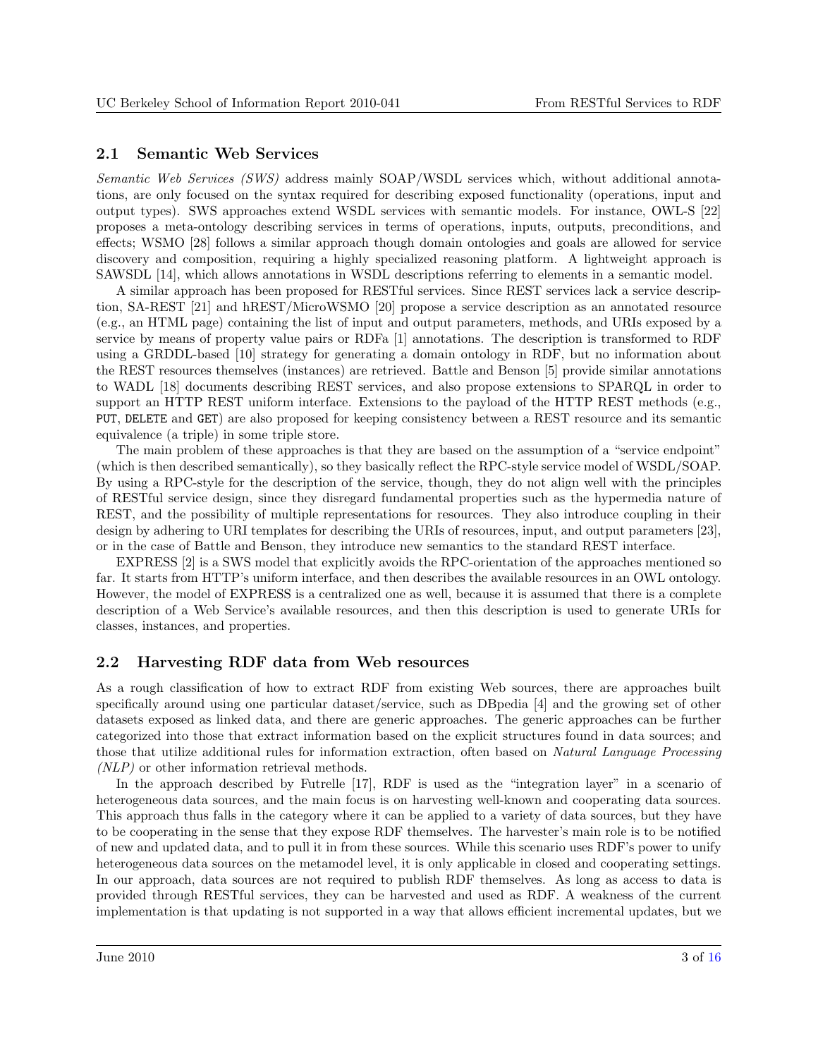## 2.1 Semantic Web Services

*Semantic Web Services (SWS)* address mainly SOAP/WSDL services which, without additional annotations, are only focused on the syntax required for describing exposed functionality (operations, input and output types). SWS approaches extend WSDL services with semantic models. For instance, OWL-S [22] proposes a meta-ontology describing services in terms of operations, inputs, outputs, preconditions, and effects; WSMO [28] follows a similar approach though domain ontologies and goals are allowed for service discovery and composition, requiring a highly specialized reasoning platform. A lightweight approach is SAWSDL [14], which allows annotations in WSDL descriptions referring to elements in a semantic model.

A similar approach has been proposed for RESTful services. Since REST services lack a service description, SA-REST [21] and hREST/MicroWSMO [20] propose a service description as an annotated resource (e.g., an HTML page) containing the list of input and output parameters, methods, and URIs exposed by a service by means of property value pairs or RDFa [1] annotations. The description is transformed to RDF using a GRDDL-based [10] strategy for generating a domain ontology in RDF, but no information about the REST resources themselves (instances) are retrieved. Battle and Benson [5] provide similar annotations to WADL [18] documents describing REST services, and also propose extensions to SPARQL in order to support an HTTP REST uniform interface. Extensions to the payload of the HTTP REST methods (e.g., `PUT`, `DELETE` and `GET`) are also proposed for keeping consistency between a REST resource and its semantic equivalence (a triple) in some triple store.

The main problem of these approaches is that they are based on the assumption of a "service endpoint" (which is then described semantically), so they basically reflect the RPC-style service model of WSDL/SOAP. By using a RPC-style for the description of the service, though, they do not align well with the principles of RESTful service design, since they disregard fundamental properties such as the hypermedia nature of REST, and the possibility of multiple representations for resources. They also introduce coupling in their design by adhering to URI templates for describing the URIs of resources, input, and output parameters [23], or in the case of Battle and Benson, they introduce new semantics to the standard REST interface.

EXPRESS [2] is a SWS model that explicitly avoids the RPC-orientation of the approaches mentioned so far. It starts from HTTP's uniform interface, and then describes the available resources in an OWL ontology. However, the model of EXPRESS is a centralized one as well, because it is assumed that there is a complete description of a Web Service's available resources, and then this description is used to generate URIs for classes, instances, and properties.

## 2.2 Harvesting RDF data from Web resources

As a rough classification of how to extract RDF from existing Web sources, there are approaches built specifically around using one particular dataset/service, such as DBpedia [4] and the growing set of other datasets exposed as linked data, and there are generic approaches. The generic approaches can be further categorized into those that extract information based on the explicit structures found in data sources; and those that utilize additional rules for information extraction, often based on *Natural Language Processing (NLP)* or other information retrieval methods.

In the approach described by Futrelle [17], RDF is used as the "integration layer" in a scenario of heterogeneous data sources, and the main focus is on harvesting well-known and cooperating data sources. This approach thus falls in the category where it can be applied to a variety of data sources, but they have to be cooperating in the sense that they expose RDF themselves. The harvester's main role is to be notified of new and updated data, and to pull it in from these sources. While this scenario uses RDF's power to unify heterogeneous data sources on the metamodel level, it is only applicable in closed and cooperating settings. In our approach, data sources are not required to publish RDF themselves. As long as access to data is provided through RESTful services, they can be harvested and used as RDF. A weakness of the current implementation is that updating is not supported in a way that allows efficient incremental updates, but we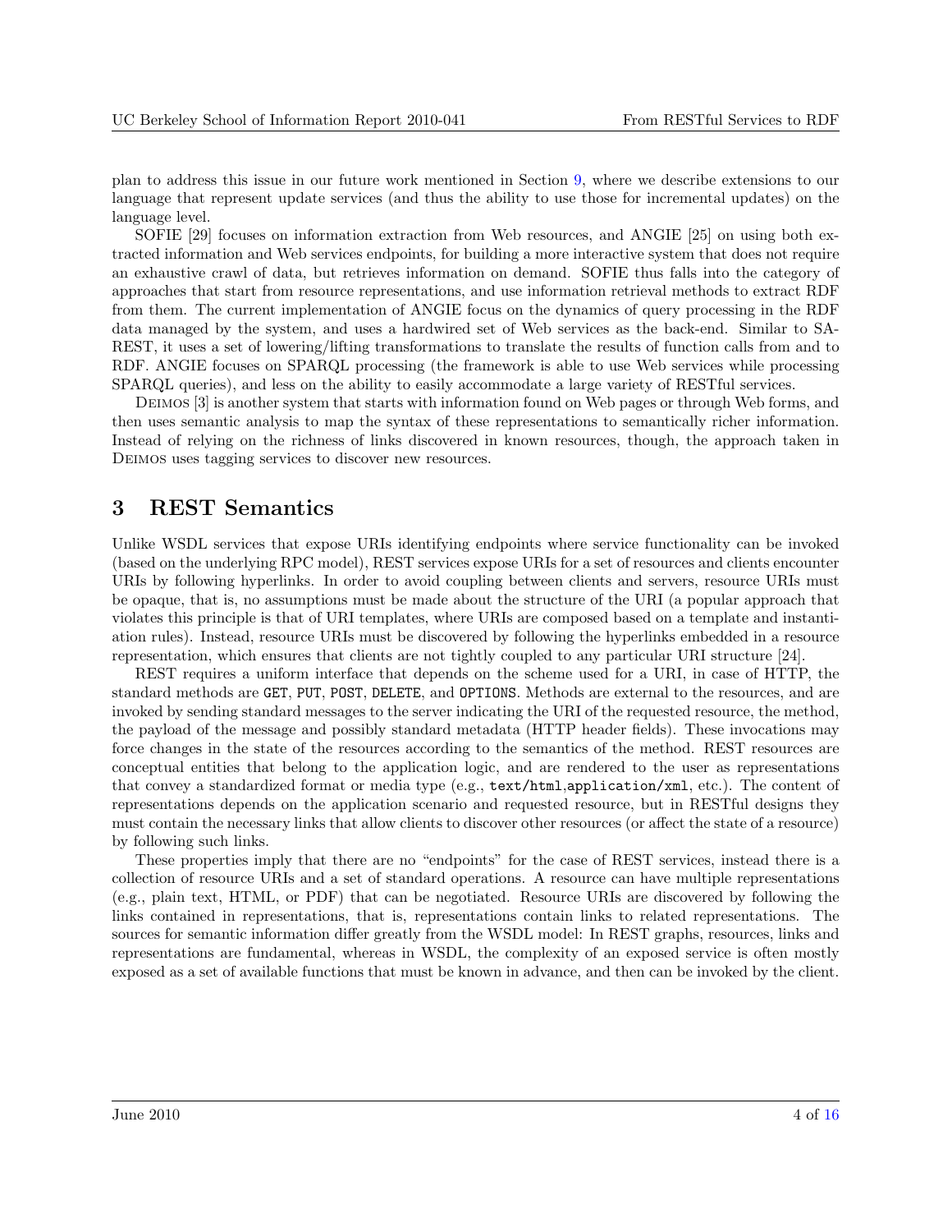plan to address this issue in our future work mentioned in Section 9, where we describe extensions to our language that represent update services (and thus the ability to use those for incremental updates) on the language level.

SOFIE [29] focuses on information extraction from Web resources, and ANGIE [25] on using both extracted information and Web services endpoints, for building a more interactive system that does not require an exhaustive crawl of data, but retrieves information on demand. SOFIE thus falls into the category of approaches that start from resource representations, and use information retrieval methods to extract RDF from them. The current implementation of ANGIE focus on the dynamics of query processing in the RDF data managed by the system, and uses a hardwired set of Web services as the back-end. Similar to SA-REST, it uses a set of lowering/lifting transformations to translate the results of function calls from and to RDF. ANGIE focuses on SPARQL processing (the framework is able to use Web services while processing SPARQL queries), and less on the ability to easily accommodate a large variety of RESTful services.

Deimos [3] is another system that starts with information found on Web pages or through Web forms, and then uses semantic analysis to map the syntax of these representations to semantically richer information. Instead of relying on the richness of links discovered in known resources, though, the approach taken in Deimos uses tagging services to discover new resources.

# 3 REST Semantics

Unlike WSDL services that expose URIs identifying endpoints where service functionality can be invoked (based on the underlying RPC model), REST services expose URIs for a set of resources and clients encounter URIs by following hyperlinks. In order to avoid coupling between clients and servers, resource URIs must be opaque, that is, no assumptions must be made about the structure of the URI (a popular approach that violates this principle is that of URI templates, where URIs are composed based on a template and instantiation rules). Instead, resource URIs must be discovered by following the hyperlinks embedded in a resource representation, which ensures that clients are not tightly coupled to any particular URI structure [24].

REST requires a uniform interface that depends on the scheme used for a URI, in case of HTTP, the standard methods are `GET`, `PUT`, `POST`, `DELETE`, and `OPTIONS`. Methods are external to the resources, and are invoked by sending standard messages to the server indicating the URI of the requested resource, the method, the payload of the message and possibly standard metadata (HTTP header fields). These invocations may force changes in the state of the resources according to the semantics of the method. REST resources are conceptual entities that belong to the application logic, and are rendered to the user as representations that convey a standardized format or media type (e.g., `text/html`,`application/xml`, etc.). The content of representations depends on the application scenario and requested resource, but in RESTful designs they must contain the necessary links that allow clients to discover other resources (or affect the state of a resource) by following such links.

These properties imply that there are no "endpoints" for the case of REST services, instead there is a collection of resource URIs and a set of standard operations. A resource can have multiple representations (e.g., plain text, HTML, or PDF) that can be negotiated. Resource URIs are discovered by following the links contained in representations, that is, representations contain links to related representations. The sources for semantic information differ greatly from the WSDL model: In REST graphs, resources, links and representations are fundamental, whereas in WSDL, the complexity of an exposed service is often mostly exposed as a set of available functions that must be known in advance, and then can be invoked by the client.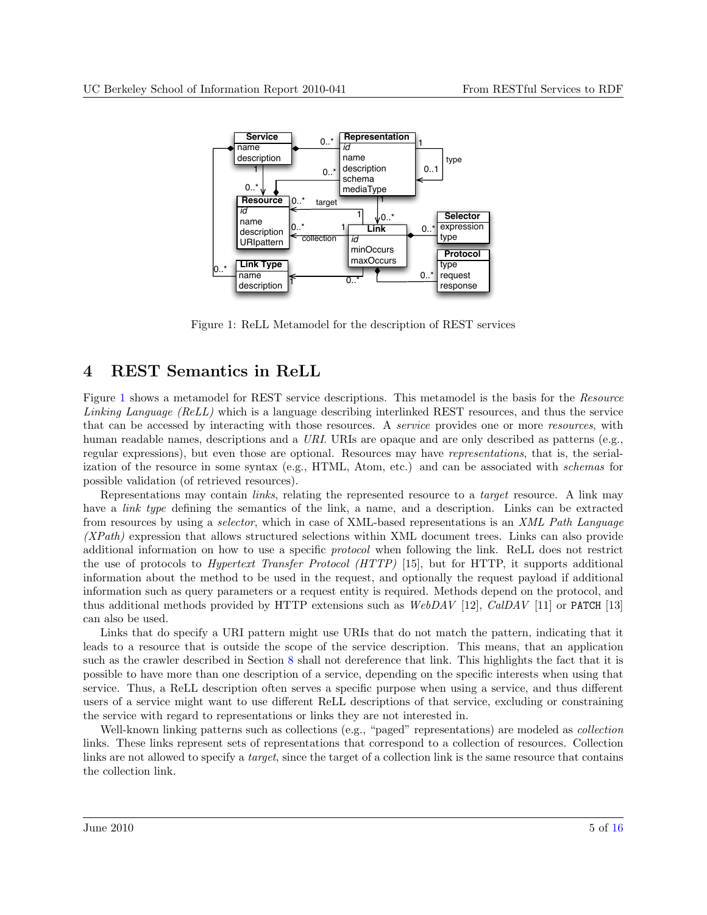Figure 1: ReLL Metamodel for the description of REST services

# 4 REST Semantics in ReLL

Figure 1 shows a metamodel for REST service descriptions. This metamodel is the basis for the *Resource Linking Language (ReLL)* which is a language describing interlinked REST resources, and thus the service that can be accessed by interacting with those resources. A *service* provides one or more *resources*, with human readable names, descriptions and a *URI*. URIs are opaque and are only described as patterns (e.g., regular expressions), but even those are optional. Resources may have *representations*, that is, the serialization of the resource in some syntax (e.g., HTML, Atom, etc.) and can be associated with *schemas* for possible validation (of retrieved resources).

Representations may contain *links*, relating the represented resource to a *target* resource. A link may have a *link type* defining the semantics of the link, a name, and a description. Links can be extracted from resources by using a *selector*, which in case of XML-based representations is an *XML Path Language (XPath)* expression that allows structured selections within XML document trees. Links can also provide additional information on how to use a specific *protocol* when following the link. ReLL does not restrict the use of protocols to *Hypertext Transfer Protocol (HTTP)* [15], but for HTTP, it supports additional information about the method to be used in the request, and optionally the request payload if additional information such as query parameters or a request entity is required. Methods depend on the protocol, and thus additional methods provided by HTTP extensions such as *WebDAV* [12], *CalDAV* [11] or `PATCH` [13] can also be used.

Links that do specify a URI pattern might use URIs that do not match the pattern, indicating that it leads to a resource that is outside the scope of the service description. This means, that an application such as the crawler described in Section 8 shall not dereference that link. This highlights the fact that it is possible to have more than one description of a service, depending on the specific interests when using that service. Thus, a ReLL description often serves a specific purpose when using a service, and thus different users of a service might want to use different ReLL descriptions of that service, excluding or constraining the service with regard to representations or links they are not interested in.

Well-known linking patterns such as collections (e.g., "paged" representations) are modeled as *collection* links. These links represent sets of representations that correspond to a collection of resources. Collection links are not allowed to specify a *target*, since the target of a collection link is the same resource that contains the collection link.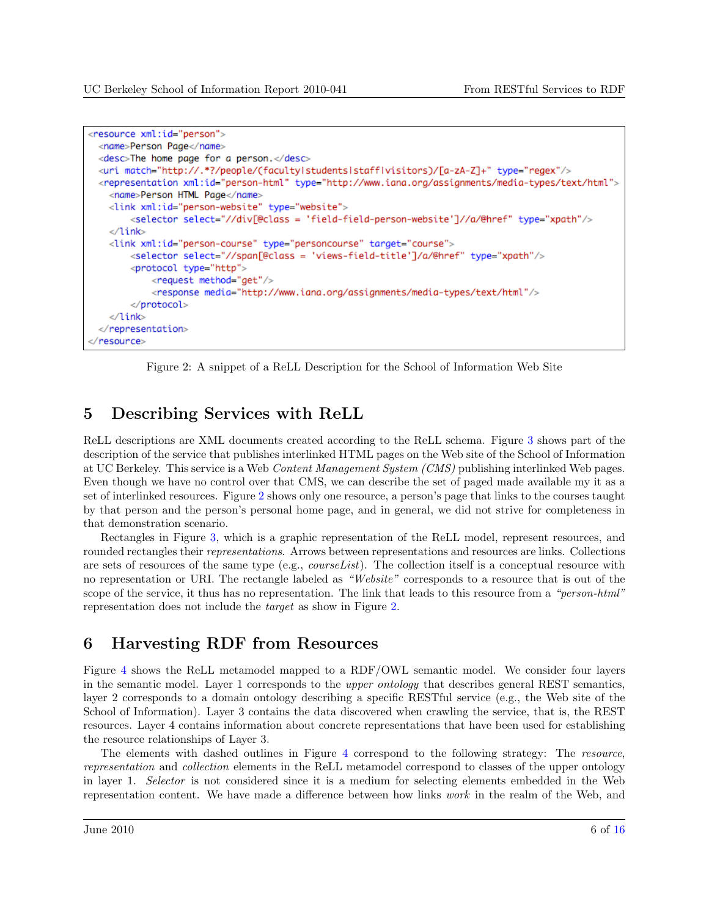```
<resource xml:id="person">
  <name>Person Page</name>
  <desc>The home page for a person.</desc>
  <uri match="http://.*?/people/(faculty|students|staff|visitors)/[a-zA-Z]+" type="regex"/>
  <representation xml:id="person-html" type="http://www.iana.org/assignments/media-types/text/html">
    <name>Person HTML Page</name>
    <link xml:id="person-website" type="website">
        <selector select="//div[@class = 'field-field-person-website']//a/@href" type="xpath"/>
    </link>
    <link xml:id="person-course" type="personcourse" target="course">
        <selector select="//span[@class = 'views-field-title']/a/@href" type="xpath"/>
        <protocol type="http">
            <request method="get"/>
            <response media="http://www.iana.org/assignments/media-types/text/html"/>
        </protocol>
    </link>
  </representation>
</resource>
```

Figure 2: A snippet of a ReLL Description for the School of Information Web Site

# 5 Describing Services with ReLL

ReLL descriptions are XML documents created according to the ReLL schema. Figure 3 shows part of the description of the service that publishes interlinked HTML pages on the Web site of the School of Information at UC Berkeley. This service is a Web *Content Management System (CMS)* publishing interlinked Web pages. Even though we have no control over that CMS, we can describe the set of paged made available my it as a set of interlinked resources. Figure 2 shows only one resource, a person's page that links to the courses taught by that person and the person's personal home page, and in general, we did not strive for completeness in that demonstration scenario.

Rectangles in Figure 3, which is a graphic representation of the ReLL model, represent resources, and rounded rectangles their *representations*. Arrows between representations and resources are links. Collections are sets of resources of the same type (e.g., *courseList*). The collection itself is a conceptual resource with no representation or URI. The rectangle labeled as *"Website"* corresponds to a resource that is out of the scope of the service, it thus has no representation. The link that leads to this resource from a *"person-html"* representation does not include the *target* as show in Figure 2.

# 6 Harvesting RDF from Resources

Figure 4 shows the ReLL metamodel mapped to a RDF/OWL semantic model. We consider four layers in the semantic model. Layer 1 corresponds to the *upper ontology* that describes general REST semantics, layer 2 corresponds to a domain ontology describing a specific RESTful service (e.g., the Web site of the School of Information). Layer 3 contains the data discovered when crawling the service, that is, the REST resources. Layer 4 contains information about concrete representations that have been used for establishing the resource relationships of Layer 3.

The elements with dashed outlines in Figure 4 correspond to the following strategy: The *resource*, *representation* and *collection* elements in the ReLL metamodel correspond to classes of the upper ontology in layer 1. *Selector* is not considered since it is a medium for selecting elements embedded in the Web representation content. We have made a difference between how links *work* in the realm of the Web, and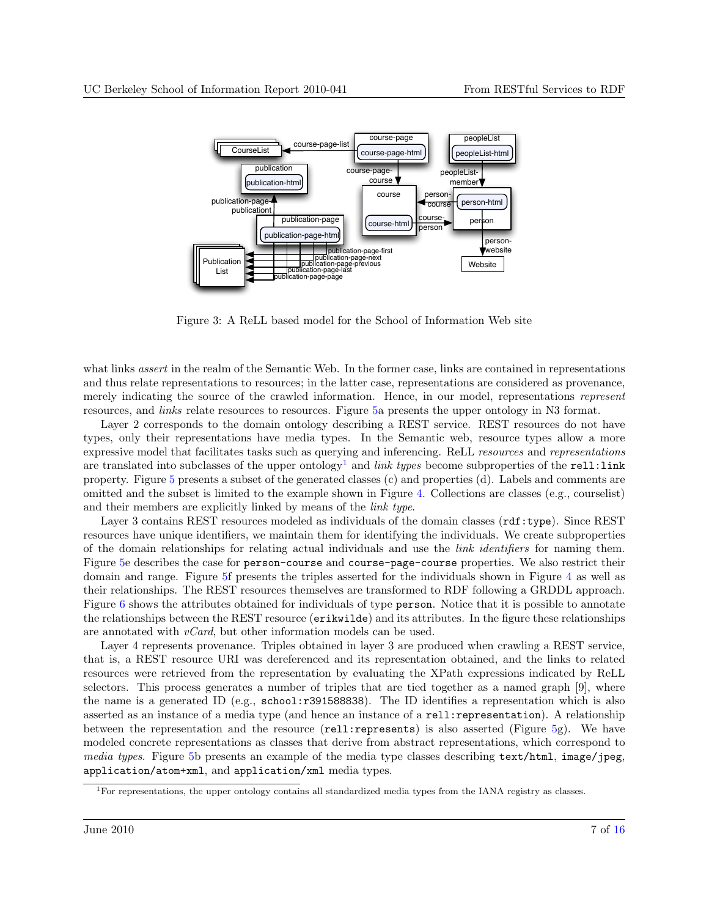Figure 3: A ReLL based model for the School of Information Web site

what links *assert* in the realm of the Semantic Web. In the former case, links are contained in representations and thus relate representations to resources; in the latter case, representations are considered as provenance, merely indicating the source of the crawled information. Hence, in our model, representations *represent* resources, and *links* relate resources to resources. Figure 5a presents the upper ontology in N3 format.

Layer 2 corresponds to the domain ontology describing a REST service. REST resources do not have types, only their representations have media types. In the Semantic web, resource types allow a more expressive model that facilitates tasks such as querying and inferencing. ReLL *resources* and *representations* are translated into subclasses of the upper ontology[1] and *link types* become subproperties of the `rell:link` property. Figure 5 presents a subset of the generated classes (c) and properties (d). Labels and comments are omitted and the subset is limited to the example shown in Figure 4. Collections are classes (e.g., courselist) and their members are explicitly linked by means of the *link type*.

Layer 3 contains REST resources modeled as individuals of the domain classes (`rdf:type`). Since REST resources have unique identifiers, we maintain them for identifying the individuals. We create subproperties of the domain relationships for relating actual individuals and use the *link identifiers* for naming them. Figure 5e describes the case for `person-course` and `course-page-course` properties. We also restrict their domain and range. Figure 5f presents the triples asserted for the individuals shown in Figure 4 as well as their relationships. The REST resources themselves are transformed to RDF following a GRDDL approach. Figure 6 shows the attributes obtained for individuals of type `person`. Notice that it is possible to annotate the relationships between the REST resource (`erikwilde`) and its attributes. In the figure these relationships are annotated with *vCard*, but other information models can be used.

Layer 4 represents provenance. Triples obtained in layer 3 are produced when crawling a REST service, that is, a REST resource URI was dereferenced and its representation obtained, and the links to related resources were retrieved from the representation by evaluating the XPath expressions indicated by ReLL selectors. This process generates a number of triples that are tied together as a named graph [9], where the name is a generated ID (e.g., `school:r391588838`). The ID identifies a representation which is also asserted as an instance of a media type (and hence an instance of a `rell:representation`). A relationship between the representation and the resource (`rell:represents`) is also asserted (Figure 5g). We have modeled concrete representations as classes that derive from abstract representations, which correspond to *media types*. Figure 5b presents an example of the media type classes describing `text/html`, `image/jpeg`, `application/atom+xml`, and `application/xml` media types.

[1] For representations, the upper ontology contains all standardized media types from the IANA registry as classes.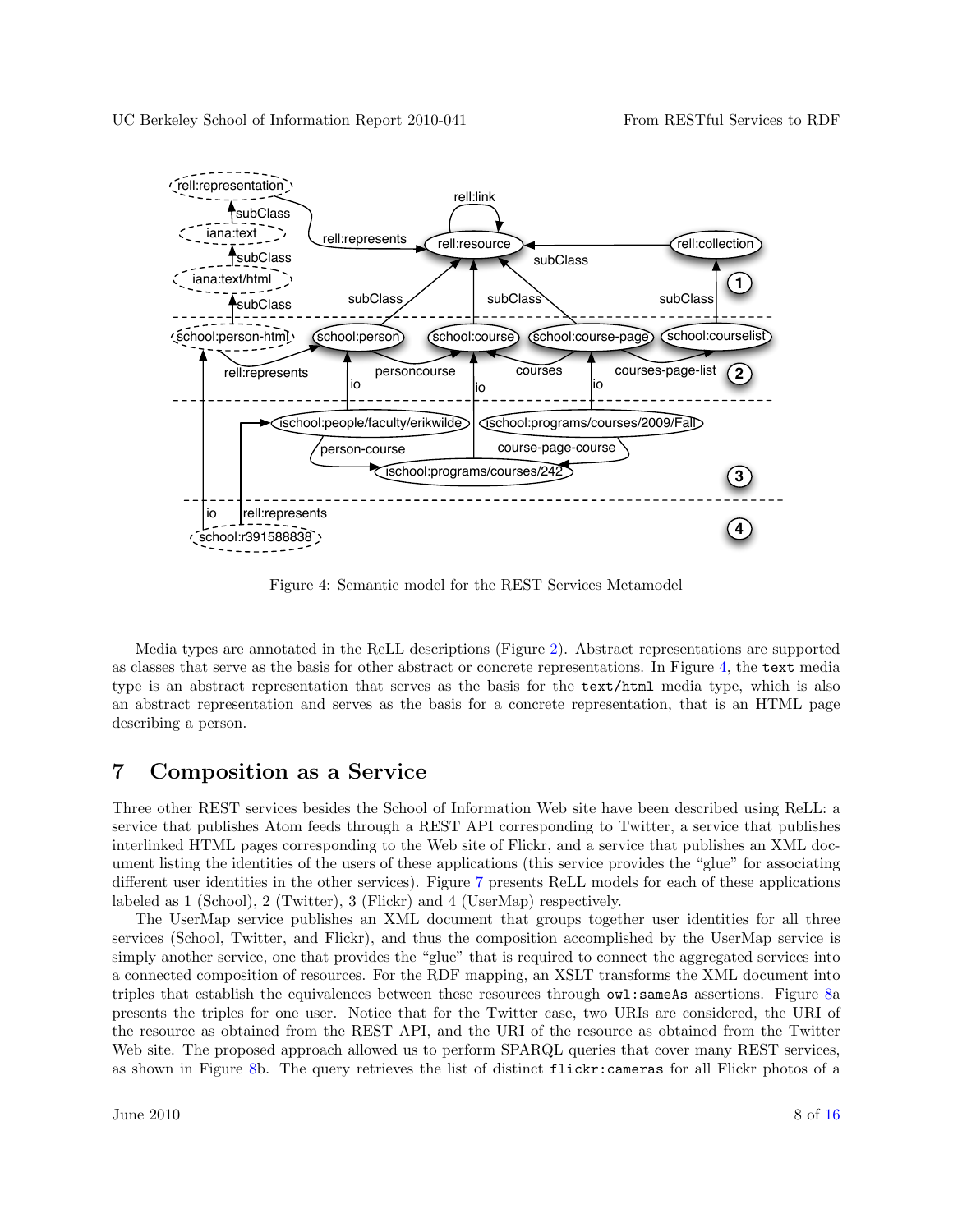Figure 4: Semantic model for the REST Services Metamodel

Media types are annotated in the ReLL descriptions (Figure 2). Abstract representations are supported as classes that serve as the basis for other abstract or concrete representations. In Figure 4, the `text` media type is an abstract representation that serves as the basis for the `text/html` media type, which is also an abstract representation and serves as the basis for a concrete representation, that is an HTML page describing a person.

## 7 Composition as a Service

Three other REST services besides the School of Information Web site have been described using ReLL: a service that publishes Atom feeds through a REST API corresponding to Twitter, a service that publishes interlinked HTML pages corresponding to the Web site of Flickr, and a service that publishes an XML document listing the identities of the users of these applications (this service provides the "glue" for associating different user identities in the other services). Figure 7 presents ReLL models for each of these applications labeled as 1 (School), 2 (Twitter), 3 (Flickr) and 4 (UserMap) respectively.

The UserMap service publishes an XML document that groups together user identities for all three services (School, Twitter, and Flickr), and thus the composition accomplished by the UserMap service is simply another service, one that provides the "glue" that is required to connect the aggregated services into a connected composition of resources. For the RDF mapping, an XSLT transforms the XML document into triples that establish the equivalences between these resources through `owl:sameAs` assertions. Figure 8a presents the triples for one user. Notice that for the Twitter case, two URIs are considered, the URI of the resource as obtained from the REST API, and the URI of the resource as obtained from the Twitter Web site. The proposed approach allowed us to perform SPARQL queries that cover many REST services, as shown in Figure 8b. The query retrieves the list of distinct `flickr:cameras` for all Flickr photos of a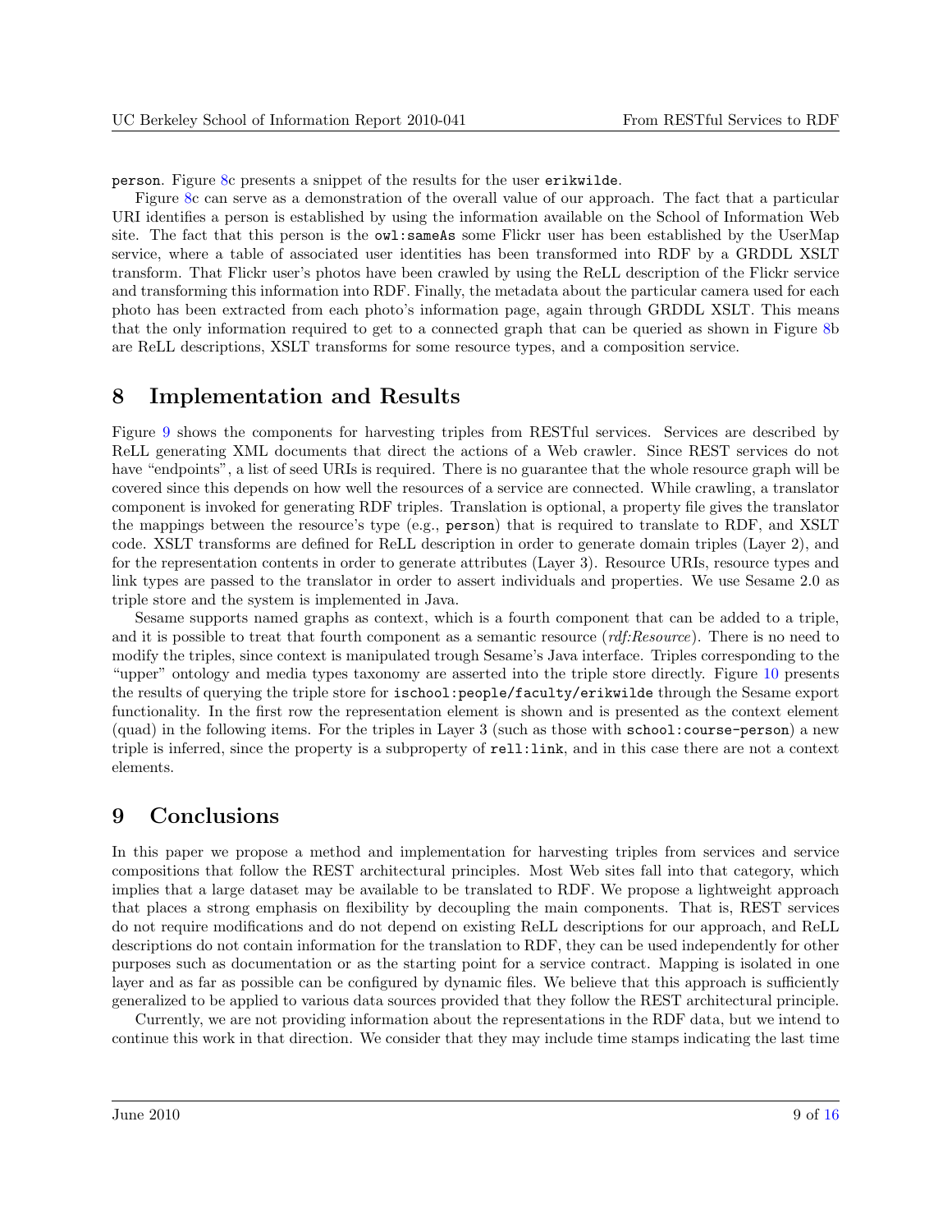person. Figure 8c presents a snippet of the results for the user erikwilde.

Figure 8c can serve as a demonstration of the overall value of our approach. The fact that a particular URI identifies a person is established by using the information available on the School of Information Web site. The fact that this person is the owl:sameAs some Flickr user has been established by the UserMap service, where a table of associated user identities has been transformed into RDF by a GRDDL XSLT transform. That Flickr user's photos have been crawled by using the ReLL description of the Flickr service and transforming this information into RDF. Finally, the metadata about the particular camera used for each photo has been extracted from each photo's information page, again through GRDDL XSLT. This means that the only information required to get to a connected graph that can be queried as shown in Figure 8b are ReLL descriptions, XSLT transforms for some resource types, and a composition service.

# 8 Implementation and Results

Figure 9 shows the components for harvesting triples from RESTful services. Services are described by ReLL generating XML documents that direct the actions of a Web crawler. Since REST services do not have "endpoints", a list of seed URIs is required. There is no guarantee that the whole resource graph will be covered since this depends on how well the resources of a service are connected. While crawling, a translator component is invoked for generating RDF triples. Translation is optional, a property file gives the translator the mappings between the resource's type (e.g., person) that is required to translate to RDF, and XSLT code. XSLT transforms are defined for ReLL description in order to generate domain triples (Layer 2), and for the representation contents in order to generate attributes (Layer 3). Resource URIs, resource types and link types are passed to the translator in order to assert individuals and properties. We use Sesame 2.0 as triple store and the system is implemented in Java.

Sesame supports named graphs as context, which is a fourth component that can be added to a triple, and it is possible to treat that fourth component as a semantic resource (*rdf:Resource*). There is no need to modify the triples, since context is manipulated trough Sesame's Java interface. Triples corresponding to the "upper" ontology and media types taxonomy are asserted into the triple store directly. Figure 10 presents the results of querying the triple store for ischool:people/faculty/erikwilde through the Sesame export functionality. In the first row the representation element is shown and is presented as the context element (quad) in the following items. For the triples in Layer 3 (such as those with school:course-person) a new triple is inferred, since the property is a subproperty of rell:link, and in this case there are not a context elements.

# 9 Conclusions

In this paper we propose a method and implementation for harvesting triples from services and service compositions that follow the REST architectural principles. Most Web sites fall into that category, which implies that a large dataset may be available to be translated to RDF. We propose a lightweight approach that places a strong emphasis on flexibility by decoupling the main components. That is, REST services do not require modifications and do not depend on existing ReLL descriptions for our approach, and ReLL descriptions do not contain information for the translation to RDF, they can be used independently for other purposes such as documentation or as the starting point for a service contract. Mapping is isolated in one layer and as far as possible can be configured by dynamic files. We believe that this approach is sufficiently generalized to be applied to various data sources provided that they follow the REST architectural principle.

Currently, we are not providing information about the representations in the RDF data, but we intend to continue this work in that direction. We consider that they may include time stamps indicating the last time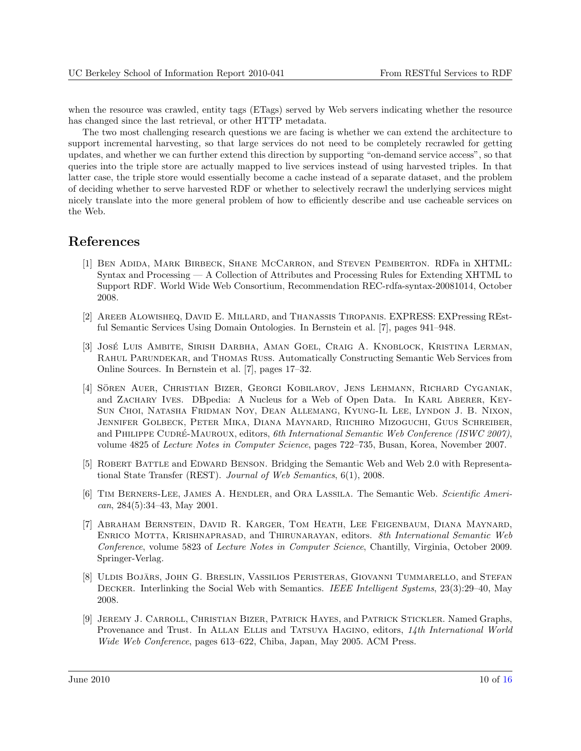when the resource was crawled, entity tags (ETags) served by Web servers indicating whether the resource has changed since the last retrieval, or other HTTP metadata.

The two most challenging research questions we are facing is whether we can extend the architecture to support incremental harvesting, so that large services do not need to be completely recrawled for getting updates, and whether we can further extend this direction by supporting "on-demand service access", so that queries into the triple store are actually mapped to live services instead of using harvested triples. In that latter case, the triple store would essentially become a cache instead of a separate dataset, and the problem of deciding whether to serve harvested RDF or whether to selectively recrawl the underlying services might nicely translate into the more general problem of how to efficiently describe and use cacheable services on the Web.

## References

[1] Ben Adida, Mark Birbeck, Shane McCarron, and Steven Pemberton. RDFa in XHTML: Syntax and Processing — A Collection of Attributes and Processing Rules for Extending XHTML to Support RDF. World Wide Web Consortium, Recommendation REC-rdfa-syntax-20081014, October 2008.

[2] Areeb Alowisheq, David E. Millard, and Thanassis Tiropanis. EXPRESS: EXPressing REstful Semantic Services Using Domain Ontologies. In Bernstein et al. [7], pages 941–948.

[3] José Luis Ambite, Sirish Darbha, Aman Goel, Craig A. Knoblock, Kristina Lerman, Rahul Parundekar, and Thomas Russ. Automatically Constructing Semantic Web Services from Online Sources. In Bernstein et al. [7], pages 17–32.

[4] Sören Auer, Christian Bizer, Georgi Kobilarov, Jens Lehmann, Richard Cyganiak, and Zachary Ives. DBpedia: A Nucleus for a Web of Open Data. In Karl Aberer, Key-Sun Choi, Natasha Fridman Noy, Dean Allemang, Kyung-Il Lee, Lyndon J. B. Nixon, Jennifer Golbeck, Peter Mika, Diana Maynard, Riichiro Mizoguchi, Guus Schreiber, and Philippe Cudré-Mauroux, editors, *6th International Semantic Web Conference (ISWC 2007)*, volume 4825 of *Lecture Notes in Computer Science*, pages 722–735, Busan, Korea, November 2007.

[5] Robert Battle and Edward Benson. Bridging the Semantic Web and Web 2.0 with Representational State Transfer (REST). *Journal of Web Semantics*, 6(1), 2008.

[6] Tim Berners-Lee, James A. Hendler, and Ora Lassila. The Semantic Web. *Scientific American*, 284(5):34–43, May 2001.

[7] Abraham Bernstein, David R. Karger, Tom Heath, Lee Feigenbaum, Diana Maynard, Enrico Motta, Krishnaprasad, and Thirunarayan, editors. *8th International Semantic Web Conference*, volume 5823 of *Lecture Notes in Computer Science*, Chantilly, Virginia, October 2009. Springer-Verlag.

[8] Uldis Bojārs, John G. Breslin, Vassilios Peristeras, Giovanni Tummarello, and Stefan Decker. Interlinking the Social Web with Semantics. *IEEE Intelligent Systems*, 23(3):29–40, May 2008.

[9] Jeremy J. Carroll, Christian Bizer, Patrick Hayes, and Patrick Stickler. Named Graphs, Provenance and Trust. In Allan Ellis and Tatsuya Hagino, editors, *14th International World Wide Web Conference*, pages 613–622, Chiba, Japan, May 2005. ACM Press.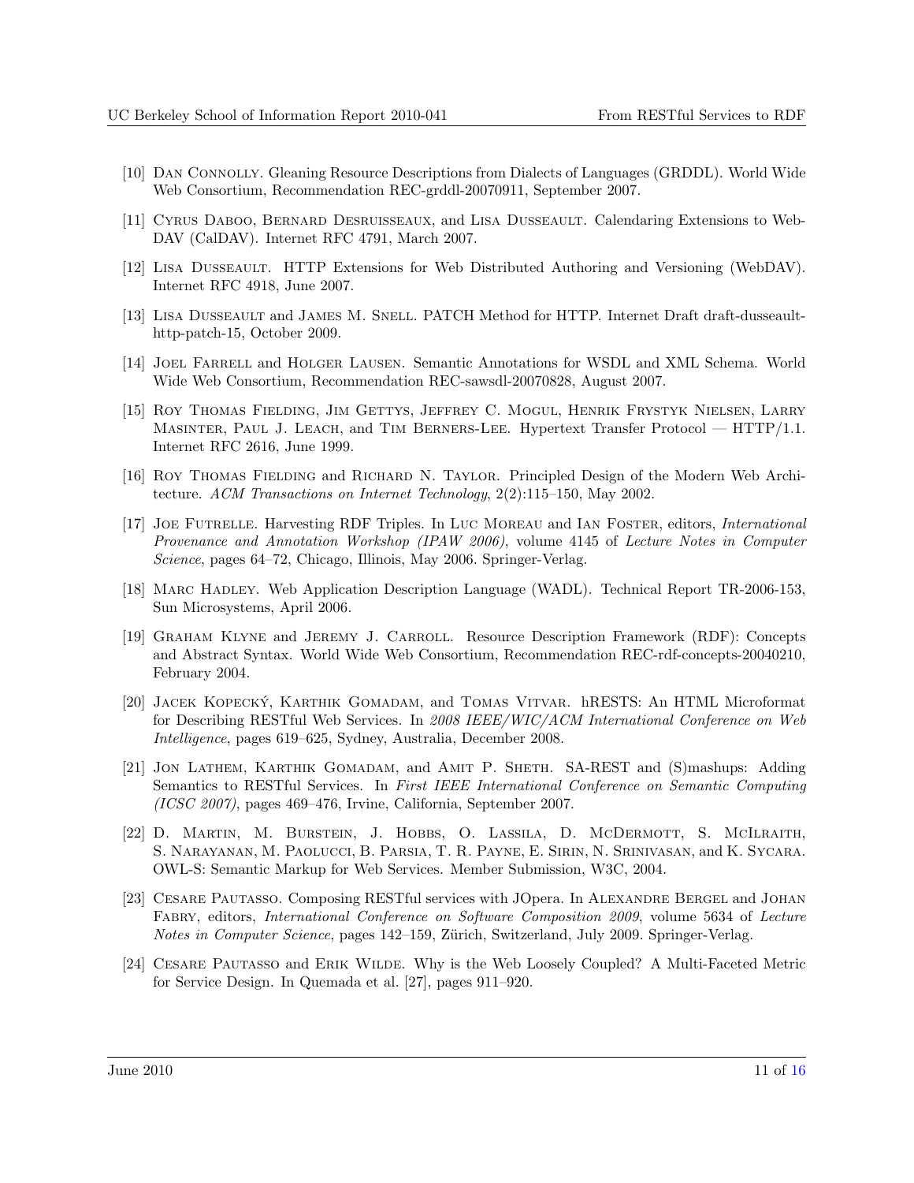[10] Dan Connolly. Gleaning Resource Descriptions from Dialects of Languages (GRDDL). World Wide Web Consortium, Recommendation REC-grddl-20070911, September 2007.

[11] Cyrus Daboo, Bernard Desruisseaux, and Lisa Dusseault. Calendaring Extensions to WebDAV (CalDAV). Internet RFC 4791, March 2007.

[12] Lisa Dusseault. HTTP Extensions for Web Distributed Authoring and Versioning (WebDAV). Internet RFC 4918, June 2007.

[13] Lisa Dusseault and James M. Snell. PATCH Method for HTTP. Internet Draft draft-dusseault-http-patch-15, October 2009.

[14] Joel Farrell and Holger Lausen. Semantic Annotations for WSDL and XML Schema. World Wide Web Consortium, Recommendation REC-sawsdl-20070828, August 2007.

[15] Roy Thomas Fielding, Jim Gettys, Jeffrey C. Mogul, Henrik Frystyk Nielsen, Larry Masinter, Paul J. Leach, and Tim Berners-Lee. Hypertext Transfer Protocol — HTTP/1.1. Internet RFC 2616, June 1999.

[16] Roy Thomas Fielding and Richard N. Taylor. Principled Design of the Modern Web Architecture. *ACM Transactions on Internet Technology*, 2(2):115–150, May 2002.

[17] Joe Futrelle. Harvesting RDF Triples. In Luc Moreau and Ian Foster, editors, *International Provenance and Annotation Workshop (IPAW 2006)*, volume 4145 of *Lecture Notes in Computer Science*, pages 64–72, Chicago, Illinois, May 2006. Springer-Verlag.

[18] Marc Hadley. Web Application Description Language (WADL). Technical Report TR-2006-153, Sun Microsystems, April 2006.

[19] Graham Klyne and Jeremy J. Carroll. Resource Description Framework (RDF): Concepts and Abstract Syntax. World Wide Web Consortium, Recommendation REC-rdf-concepts-20040210, February 2004.

[20] Jacek Kopecký, Karthik Gomadam, and Tomas Vitvar. hRESTS: An HTML Microformat for Describing RESTful Web Services. In *2008 IEEE/WIC/ACM International Conference on Web Intelligence*, pages 619–625, Sydney, Australia, December 2008.

[21] Jon Lathem, Karthik Gomadam, and Amit P. Sheth. SA-REST and (S)mashups: Adding Semantics to RESTful Services. In *First IEEE International Conference on Semantic Computing (ICSC 2007)*, pages 469–476, Irvine, California, September 2007.

[22] D. Martin, M. Burstein, J. Hobbs, O. Lassila, D. McDermott, S. McIlraith, S. Narayanan, M. Paolucci, B. Parsia, T. R. Payne, E. Sirin, N. Srinivasan, and K. Sycara. OWL-S: Semantic Markup for Web Services. Member Submission, W3C, 2004.

[23] Cesare Pautasso. Composing RESTful services with JOpera. In Alexandre Bergel and Johan Fabry, editors, *International Conference on Software Composition 2009*, volume 5634 of *Lecture Notes in Computer Science*, pages 142–159, Zürich, Switzerland, July 2009. Springer-Verlag.

[24] Cesare Pautasso and Erik Wilde. Why is the Web Loosely Coupled? A Multi-Faceted Metric for Service Design. In Quemada et al. [27], pages 911–920.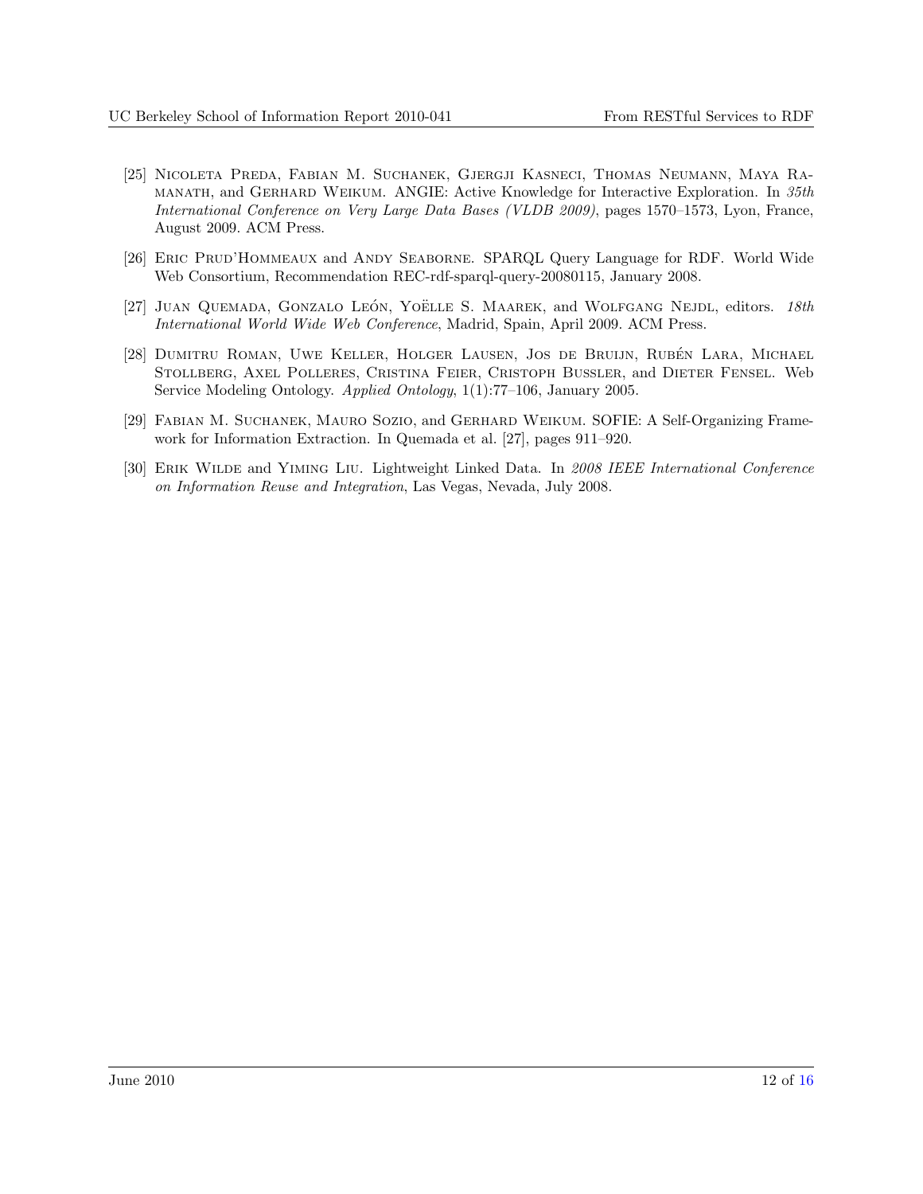[25] Nicoleta Preda, Fabian M. Suchanek, Gjergji Kasneci, Thomas Neumann, Maya Ramanath, and Gerhard Weikum. ANGIE: Active Knowledge for Interactive Exploration. In *35th International Conference on Very Large Data Bases (VLDB 2009)*, pages 1570–1573, Lyon, France, August 2009. ACM Press.

[26] Eric Prud'Hommeaux and Andy Seaborne. SPARQL Query Language for RDF. World Wide Web Consortium, Recommendation REC-rdf-sparql-query-20080115, January 2008.

[27] Juan Quemada, Gonzalo León, Yoëlle S. Maarek, and Wolfgang Nejdl, editors. *18th International World Wide Web Conference*, Madrid, Spain, April 2009. ACM Press.

[28] Dumitru Roman, Uwe Keller, Holger Lausen, Jos de Bruijn, Rubén Lara, Michael Stollberg, Axel Polleres, Cristina Feier, Cristoph Bussler, and Dieter Fensel. Web Service Modeling Ontology. *Applied Ontology*, 1(1):77–106, January 2005.

[29] Fabian M. Suchanek, Mauro Sozio, and Gerhard Weikum. SOFIE: A Self-Organizing Framework for Information Extraction. In Quemada et al. [27], pages 911–920.

[30] Erik Wilde and Yiming Liu. Lightweight Linked Data. In *2008 IEEE International Conference on Information Reuse and Integration*, Las Vegas, Nevada, July 2008.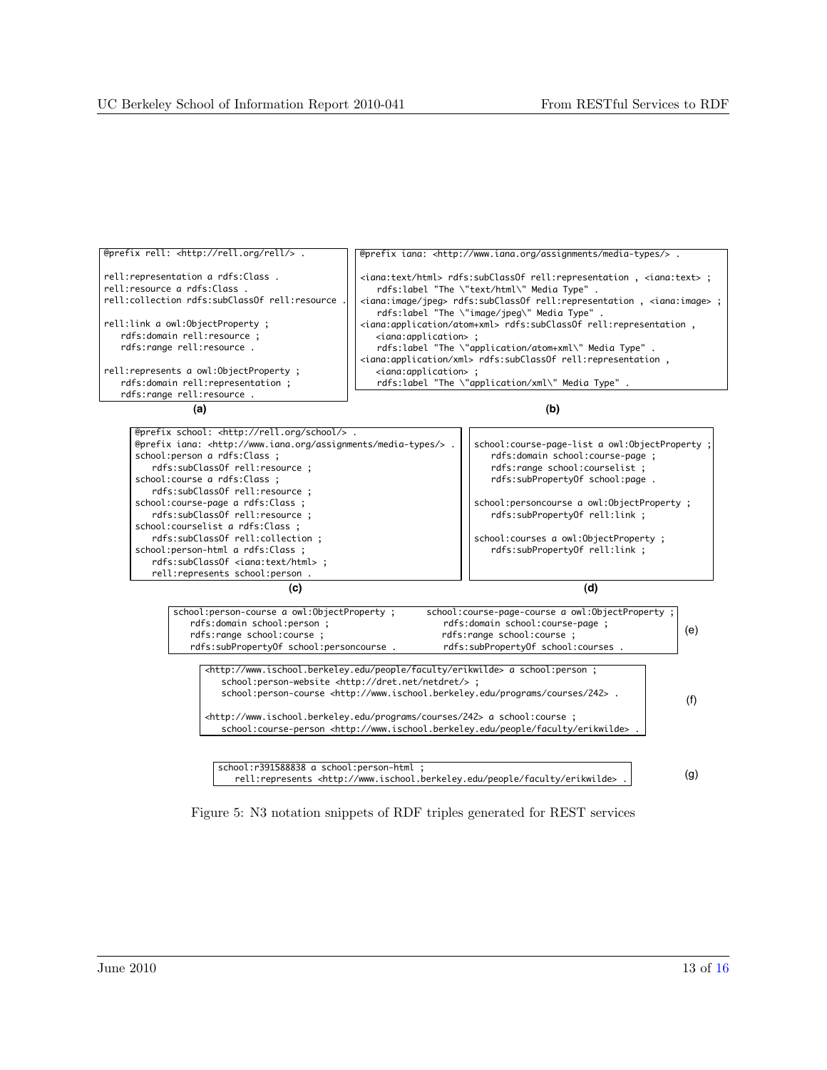```
@prefix rell: <http://rell.org/rell/> .

rell:representation a rdfs:Class .
rell:resource a rdfs:Class .
rell:collection rdfs:subClassOf rell:resource .

rell:link a owl:ObjectProperty ;
   rdfs:domain rell:resource ;
   rdfs:range rell:resource .

rell:represents a owl:ObjectProperty ;
   rdfs:domain rell:representation ;
   rdfs:range rell:resource .
```

**(a)**

```
@prefix iana: <http://www.iana.org/assignments/media-types/> .

<iana:text/html> rdfs:subClassOf rell:representation , <iana:text> ;
   rdfs:label "The \"text/html\" Media Type" .
<iana:image/jpeg> rdfs:subClassOf rell:representation , <iana:image> ;
   rdfs:label "The \"image/jpeg\" Media Type" .
<iana:application/atom+xml> rdfs:subClassOf rell:representation ,
   <iana:application> ;
   rdfs:label "The \"application/atom+xml\" Media Type" .
<iana:application/xml> rdfs:subClassOf rell:representation ,
   <iana:application> ;
   rdfs:label "The \"application/xml\" Media Type" .
```

**(b)**

```
@prefix school: <http://rell.org/school/> .
@prefix iana: <http://www.iana.org/assignments/media-types/> .
school:person a rdfs:Class ;
   rdfs:subClassOf rell:resource ;
school:course a rdfs:Class ;
   rdfs:subClassOf rell:resource ;
school:course-page a rdfs:Class ;
   rdfs:subClassOf rell:resource ;
school:courselist a rdfs:Class ;
   rdfs:subClassOf rell:collection ;
school:person-html a rdfs:Class ;
   rdfs:subClassOf <iana:text/html> ;
   rell:represents school:person .
```

**(c)**

```
school:course-page-list a owl:ObjectProperty ;
   rdfs:domain school:course-page ;
   rdfs:range school:courselist ;
   rdfs:subPropertyOf school:page .

school:personcourse a owl:ObjectProperty ;
   rdfs:subPropertyOf rell:link ;

school:courses a owl:ObjectProperty ;
   rdfs:subPropertyOf rell:link ;
```

**(d)**

```
school:person-course a owl:ObjectProperty ;
   rdfs:domain school:person ;
   rdfs:range school:course ;
   rdfs:subPropertyOf school:personcourse .

school:course-page-course a owl:ObjectProperty ;
   rdfs:domain school:course-page ;
   rdfs:range school:course ;
   rdfs:subPropertyOf school:courses .
```

**(e)**

```
<http://www.ischool.berkeley.edu/people/faculty/erikwilde> a school:person ;
   school:person-website <http://dret.net/netdret/> ;
   school:person-course <http://www.ischool.berkeley.edu/programs/courses/242> .

<http://www.ischool.berkeley.edu/programs/courses/242> a school:course ;
   school:course-person <http://www.ischool.berkeley.edu/people/faculty/erikwilde> .
```

**(f)**

```
school:r391588838 a school:person-html ;
   rell:represents <http://www.ischool.berkeley.edu/people/faculty/erikwilde> .
```

**(g)**

Figure 5: N3 notation snippets of RDF triples generated for REST services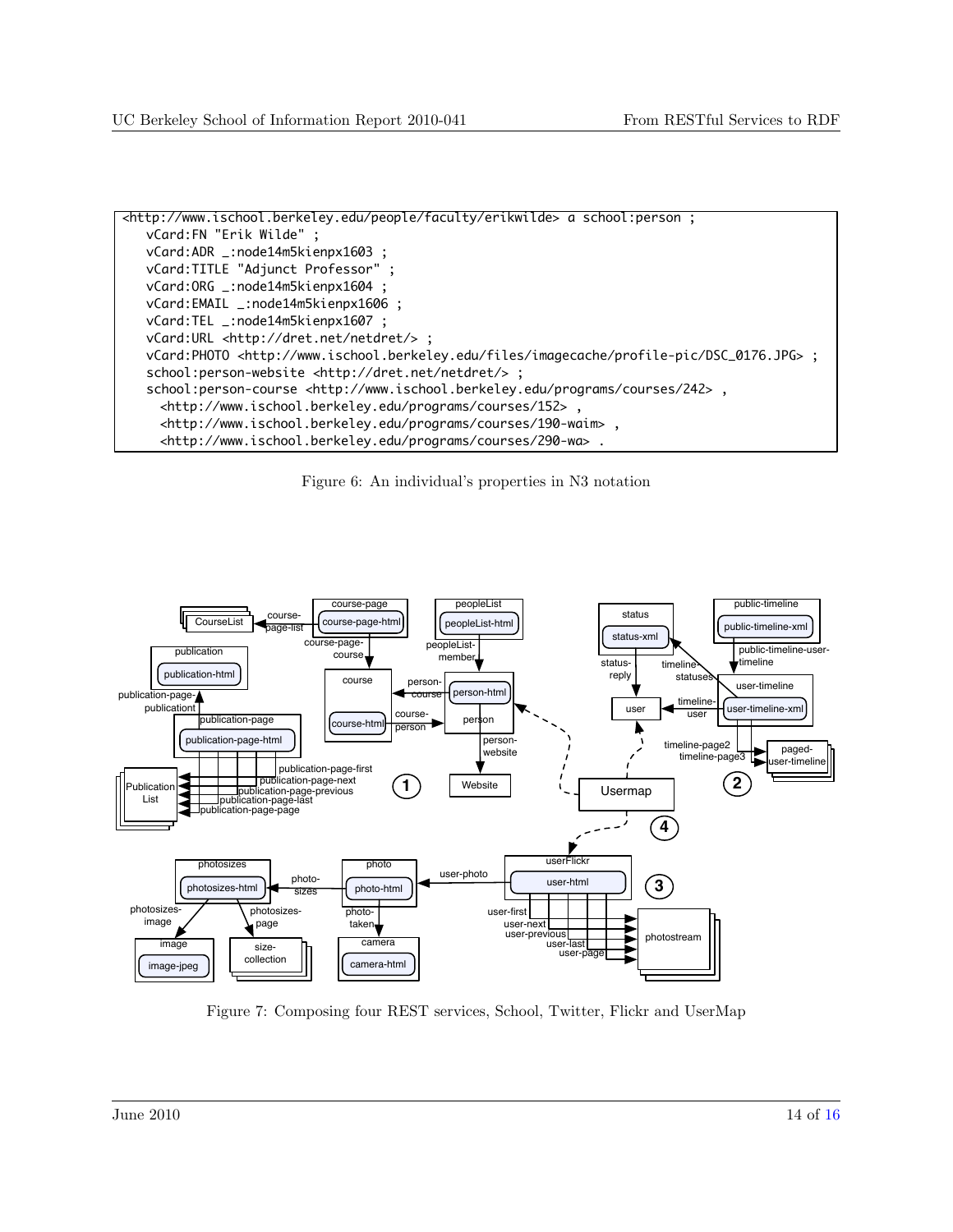```
<http://www.ischool.berkeley.edu/people/faculty/erikwilde> a school:person ;
   vCard:FN "Erik Wilde" ;
   vCard:ADR _:node14m5kienpx1603 ;
   vCard:TITLE "Adjunct Professor" ;
   vCard:ORG _:node14m5kienpx1604 ;
   vCard:EMAIL _:node14m5kienpx1606 ;
   vCard:TEL _:node14m5kienpx1607 ;
   vCard:URL <http://dret.net/netdret/> ;
   vCard:PHOTO <http://www.ischool.berkeley.edu/files/imagecache/profile-pic/DSC_0176.JPG> ;
   school:person-website <http://dret.net/netdret/> ;
   school:person-course <http://www.ischool.berkeley.edu/programs/courses/242> ,
     <http://www.ischool.berkeley.edu/programs/courses/152> ,
     <http://www.ischool.berkeley.edu/programs/courses/190-waim> ,
     <http://www.ischool.berkeley.edu/programs/courses/290-wa> .
```

Figure 6: An individual's properties in N3 notation

Figure 7: Composing four REST services, School, Twitter, Flickr and UserMap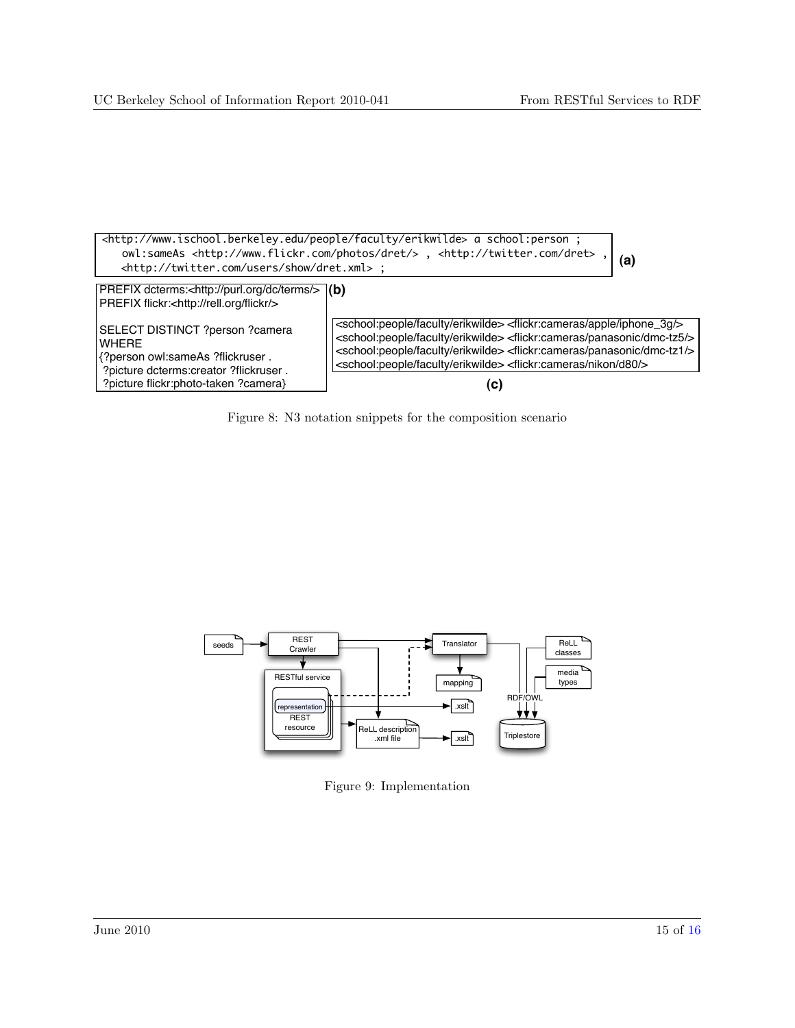```
<http://www.ischool.berkeley.edu/people/faculty/erikwilde> a school:person ;
    owl:sameAs <http://www.flickr.com/photos/dret/> , <http://twitter.com/dret> ,
    <http://twitter.com/users/show/dret.xml> ;
```

**(a)**

```
PREFIX dcterms:<http://purl.org/dc/terms/>
PREFIX flickr:<http://rell.org/flickr/>

SELECT DISTINCT ?person ?camera
WHERE
{?person owl:sameAs ?flickruser .
 ?picture dcterms:creator ?flickruser .
 ?picture flickr:photo-taken ?camera}
```

**(b)**

```
<school:people/faculty/erikwilde> <flickr:cameras/apple/iphone_3g/>
<school:people/faculty/erikwilde> <flickr:cameras/panasonic/dmc-tz5/>
<school:people/faculty/erikwilde> <flickr:cameras/panasonic/dmc-tz1/>
<school:people/faculty/erikwilde> <flickr:cameras/nikon/d80/>
```

**(c)**

Figure 8: N3 notation snippets for the composition scenario

Figure 9: Implementation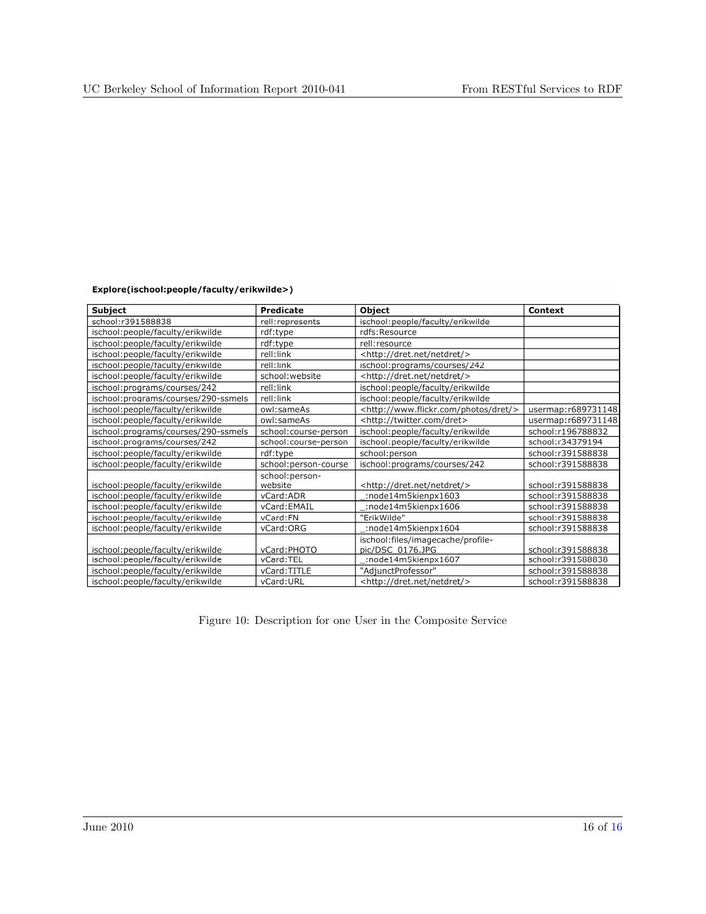**Explore(ischool:people/faculty/erikwilde>)**

| Subject | Predicate | Object | Context |
|---|---|---|---|
| school:r391588838 | rell:represents | ischool:people/faculty/erikwilde | |
| ischool:people/faculty/erikwilde | rdf:type | rdfs:Resource | |
| ischool:people/faculty/erikwilde | rdf:type | rell:resource | |
| ischool:people/faculty/erikwilde | rell:link | <http://dret.net/netdret/> | |
| ischool:people/faculty/erikwilde | rell:link | ischool:programs/courses/242 | |
| ischool:people/faculty/erikwilde | school:website | <http://dret.net/netdret/> | |
| ischool:programs/courses/242 | rell:link | ischool:people/faculty/erikwilde | |
| ischool:programs/courses/290-ssmels | rell:link | ischool:people/faculty/erikwilde | |
| ischool:people/faculty/erikwilde | owl:sameAs | <http://www.flickr.com/photos/dret/> | usermap:r689731148 |
| ischool:people/faculty/erikwilde | owl:sameAs | <http://twitter.com/dret> | usermap:r689731148 |
| ischool:programs/courses/290-ssmels | school:course-person | ischool:people/faculty/erikwilde | school:r196788832 |
| ischool:programs/courses/242 | school:course-person | ischool:people/faculty/erikwilde | school:r34379194 |
| ischool:people/faculty/erikwilde | rdf:type | school:person | school:r391588838 |
| ischool:people/faculty/erikwilde | school:person-course | ischool:programs/courses/242 | school:r391588838 |
| ischool:people/faculty/erikwilde | school:person-website | <http://dret.net/netdret/> | school:r391588838 |
| ischool:people/faculty/erikwilde | vCard:ADR | _:node14m5kienpx1603 | school:r391588838 |
| ischool:people/faculty/erikwilde | vCard:EMAIL | _:node14m5kienpx1606 | school:r391588838 |
| ischool:people/faculty/erikwilde | vCard:FN | "ErikWilde" | school:r391588838 |
| ischool:people/faculty/erikwilde | vCard:ORG | _:node14m5kienpx1604 | school:r391588838 |
| ischool:people/faculty/erikwilde | vCard:PHOTO | ischool:files/imagecache/profile-pic/DSC_0176.JPG | school:r391588838 |
| ischool:people/faculty/erikwilde | vCard:TEL | _:node14m5kienpx1607 | school:r391588838 |
| ischool:people/faculty/erikwilde | vCard:TITLE | "AdjunctProfessor" | school:r391588838 |
| ischool:people/faculty/erikwilde | vCard:URL | <http://dret.net/netdret/> | school:r391588838 |

Figure 10: Description for one User in the Composite Service